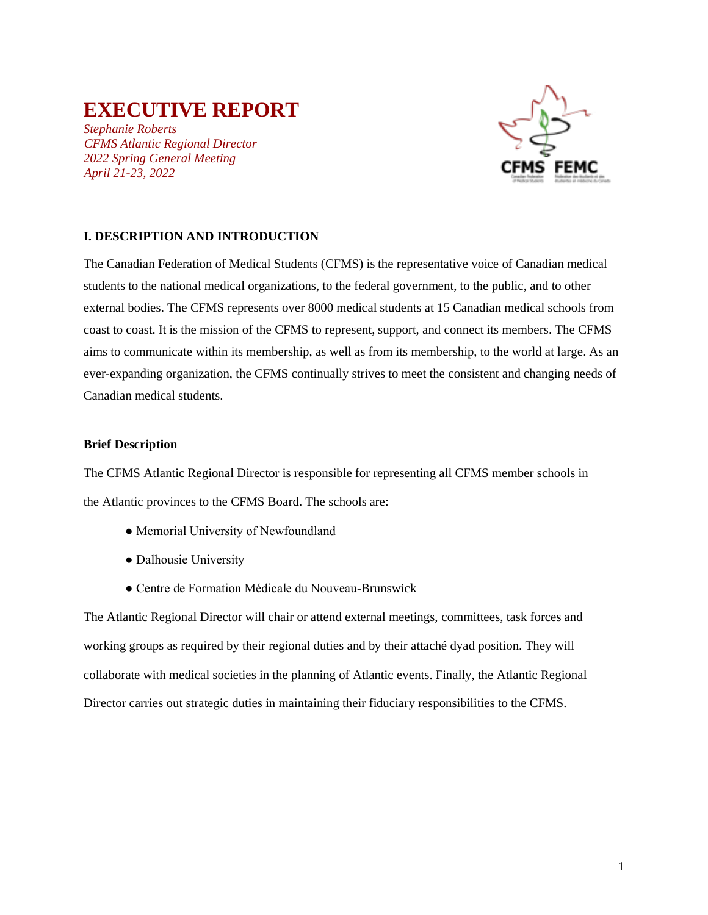# EXECUTIVE REPORT

*Stephanie Roberts*
*CFMS Atlantic Regional Director*
*2022 Spring General Meeting*
*April 21-23, 2022*

## I. DESCRIPTION AND INTRODUCTION

The Canadian Federation of Medical Students (CFMS) is the representative voice of Canadian medical students to the national medical organizations, to the federal government, to the public, and to other external bodies. The CFMS represents over 8000 medical students at 15 Canadian medical schools from coast to coast. It is the mission of the CFMS to represent, support, and connect its members. The CFMS aims to communicate within its membership, as well as from its membership, to the world at large. As an ever-expanding organization, the CFMS continually strives to meet the consistent and changing needs of Canadian medical students.

### Brief Description

The CFMS Atlantic Regional Director is responsible for representing all CFMS member schools in the Atlantic provinces to the CFMS Board. The schools are:

- Memorial University of Newfoundland
- Dalhousie University
- Centre de Formation Médicale du Nouveau-Brunswick

The Atlantic Regional Director will chair or attend external meetings, committees, task forces and working groups as required by their regional duties and by their attaché dyad position. They will collaborate with medical societies in the planning of Atlantic events. Finally, the Atlantic Regional Director carries out strategic duties in maintaining their fiduciary responsibilities to the CFMS.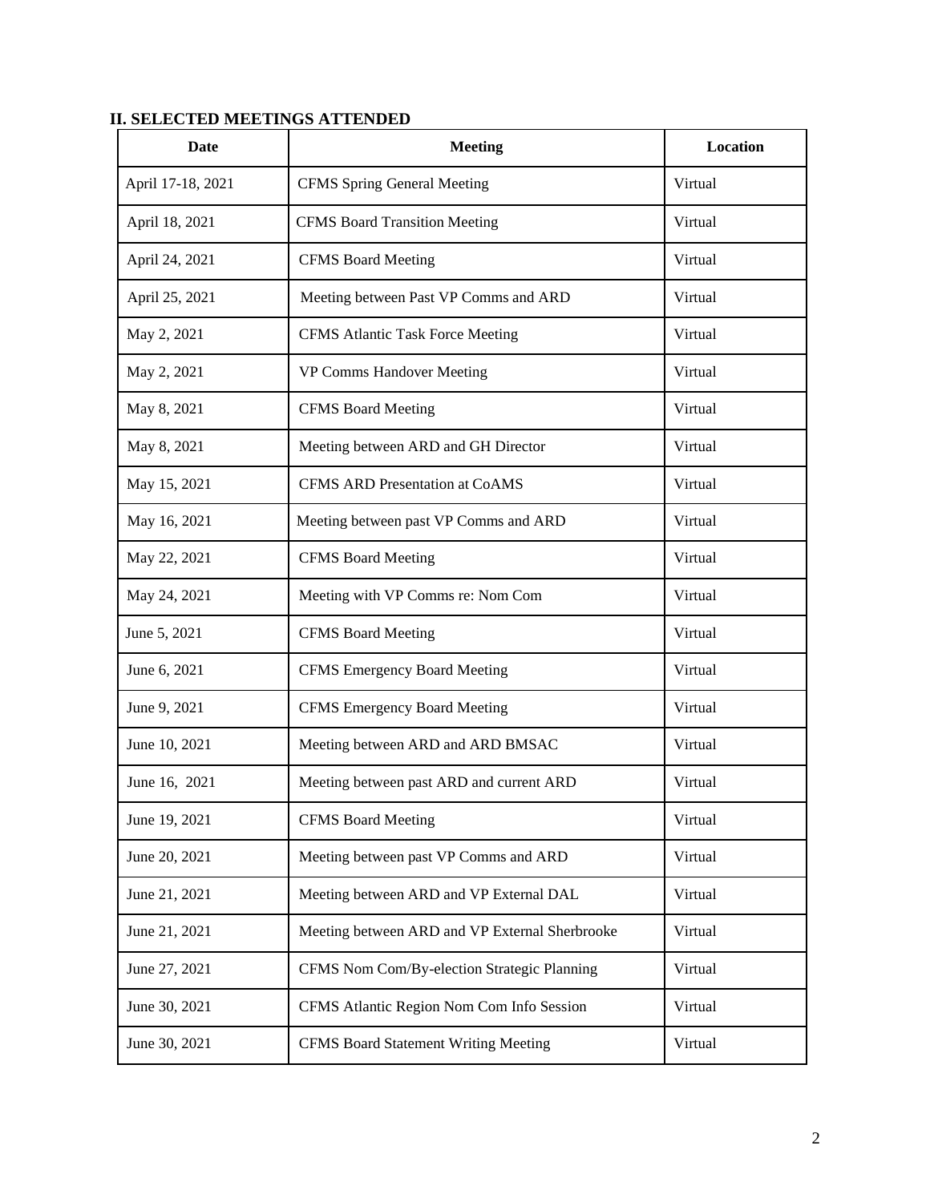## II. SELECTED MEETINGS ATTENDED

| Date | Meeting | Location |
|---|---|---|
| April 17-18, 2021 | CFMS Spring General Meeting | Virtual |
| April 18, 2021 | CFMS Board Transition Meeting | Virtual |
| April 24, 2021 | CFMS Board Meeting | Virtual |
| April 25, 2021 | Meeting between Past VP Comms and ARD | Virtual |
| May 2, 2021 | CFMS Atlantic Task Force Meeting | Virtual |
| May 2, 2021 | VP Comms Handover Meeting | Virtual |
| May 8, 2021 | CFMS Board Meeting | Virtual |
| May 8, 2021 | Meeting between ARD and GH Director | Virtual |
| May 15, 2021 | CFMS ARD Presentation at CoAMS | Virtual |
| May 16, 2021 | Meeting between past VP Comms and ARD | Virtual |
| May 22, 2021 | CFMS Board Meeting | Virtual |
| May 24, 2021 | Meeting with VP Comms re: Nom Com | Virtual |
| June 5, 2021 | CFMS Board Meeting | Virtual |
| June 6, 2021 | CFMS Emergency Board Meeting | Virtual |
| June 9, 2021 | CFMS Emergency Board Meeting | Virtual |
| June 10, 2021 | Meeting between ARD and ARD BMSAC | Virtual |
| June 16, 2021 | Meeting between past ARD and current ARD | Virtual |
| June 19, 2021 | CFMS Board Meeting | Virtual |
| June 20, 2021 | Meeting between past VP Comms and ARD | Virtual |
| June 21, 2021 | Meeting between ARD and VP External DAL | Virtual |
| June 21, 2021 | Meeting between ARD and VP External Sherbrooke | Virtual |
| June 27, 2021 | CFMS Nom Com/By-election Strategic Planning | Virtual |
| June 30, 2021 | CFMS Atlantic Region Nom Com Info Session | Virtual |
| June 30, 2021 | CFMS Board Statement Writing Meeting | Virtual |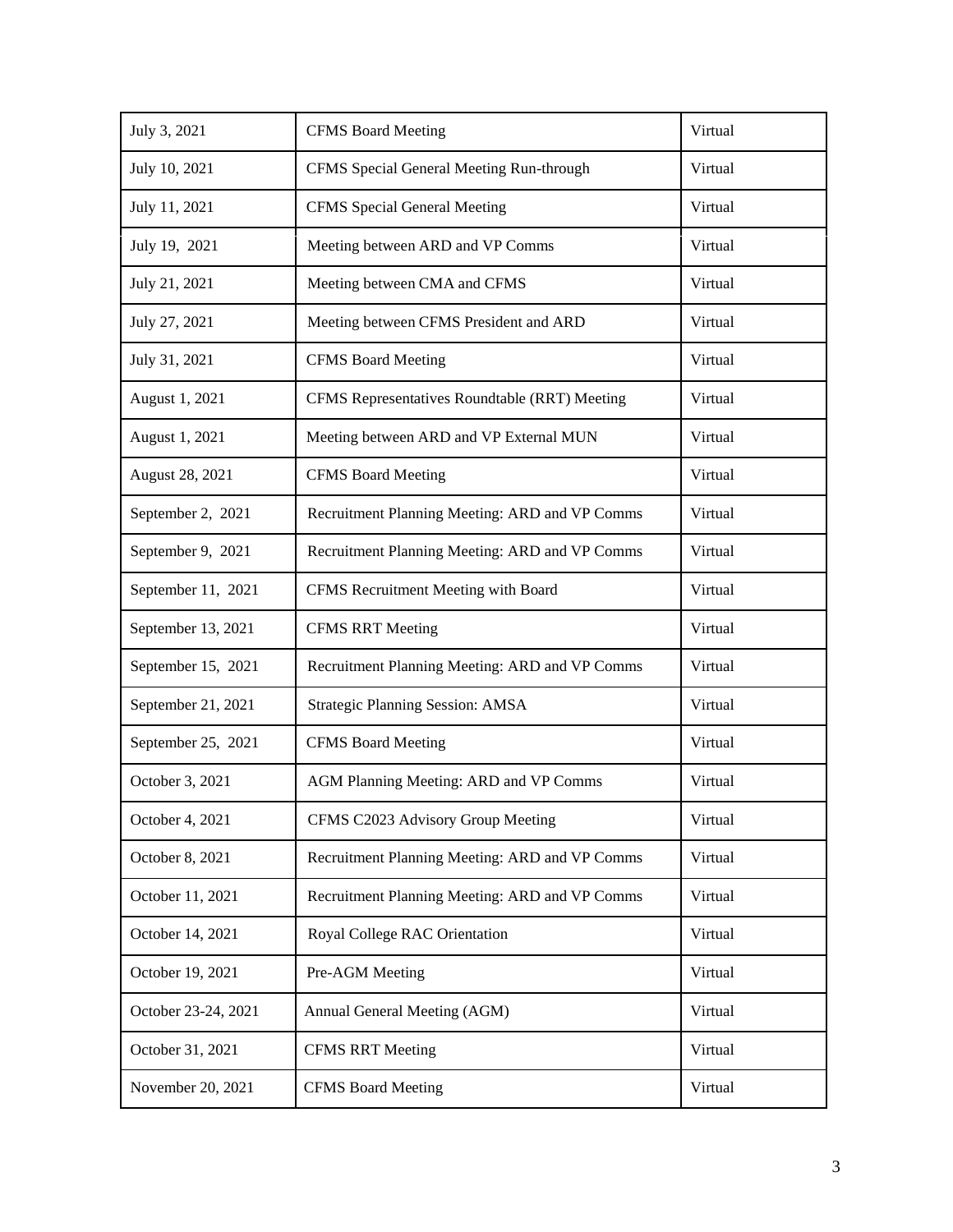| | | |
|---|---|---|
| July 3, 2021 | CFMS Board Meeting | Virtual |
| July 10, 2021 | CFMS Special General Meeting Run-through | Virtual |
| July 11, 2021 | CFMS Special General Meeting | Virtual |
| July 19, 2021 | Meeting between ARD and VP Comms | Virtual |
| July 21, 2021 | Meeting between CMA and CFMS | Virtual |
| July 27, 2021 | Meeting between CFMS President and ARD | Virtual |
| July 31, 2021 | CFMS Board Meeting | Virtual |
| August 1, 2021 | CFMS Representatives Roundtable (RRT) Meeting | Virtual |
| August 1, 2021 | Meeting between ARD and VP External MUN | Virtual |
| August 28, 2021 | CFMS Board Meeting | Virtual |
| September 2, 2021 | Recruitment Planning Meeting: ARD and VP Comms | Virtual |
| September 9, 2021 | Recruitment Planning Meeting: ARD and VP Comms | Virtual |
| September 11, 2021 | CFMS Recruitment Meeting with Board | Virtual |
| September 13, 2021 | CFMS RRT Meeting | Virtual |
| September 15, 2021 | Recruitment Planning Meeting: ARD and VP Comms | Virtual |
| September 21, 2021 | Strategic Planning Session: AMSA | Virtual |
| September 25, 2021 | CFMS Board Meeting | Virtual |
| October 3, 2021 | AGM Planning Meeting: ARD and VP Comms | Virtual |
| October 4, 2021 | CFMS C2023 Advisory Group Meeting | Virtual |
| October 8, 2021 | Recruitment Planning Meeting: ARD and VP Comms | Virtual |
| October 11, 2021 | Recruitment Planning Meeting: ARD and VP Comms | Virtual |
| October 14, 2021 | Royal College RAC Orientation | Virtual |
| October 19, 2021 | Pre-AGM Meeting | Virtual |
| October 23-24, 2021 | Annual General Meeting (AGM) | Virtual |
| October 31, 2021 | CFMS RRT Meeting | Virtual |
| November 20, 2021 | CFMS Board Meeting | Virtual |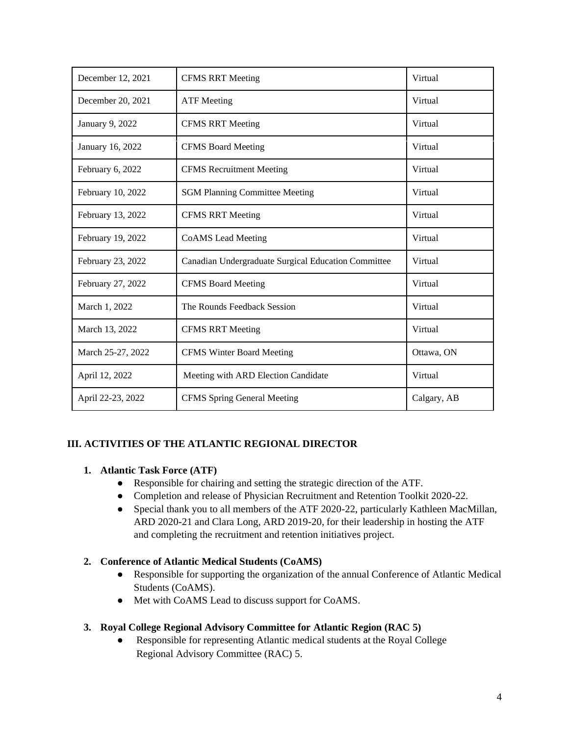| | | |
|---|---|---|
| December 12, 2021 | CFMS RRT Meeting | Virtual |
| December 20, 2021 | ATF Meeting | Virtual |
| January 9, 2022 | CFMS RRT Meeting | Virtual |
| January 16, 2022 | CFMS Board Meeting | Virtual |
| February 6, 2022 | CFMS Recruitment Meeting | Virtual |
| February 10, 2022 | SGM Planning Committee Meeting | Virtual |
| February 13, 2022 | CFMS RRT Meeting | Virtual |
| February 19, 2022 | CoAMS Lead Meeting | Virtual |
| February 23, 2022 | Canadian Undergraduate Surgical Education Committee | Virtual |
| February 27, 2022 | CFMS Board Meeting | Virtual |
| March 1, 2022 | The Rounds Feedback Session | Virtual |
| March 13, 2022 | CFMS RRT Meeting | Virtual |
| March 25-27, 2022 | CFMS Winter Board Meeting | Ottawa, ON |
| April 12, 2022 | Meeting with ARD Election Candidate | Virtual |
| April 22-23, 2022 | CFMS Spring General Meeting | Calgary, AB |

## III. ACTIVITIES OF THE ATLANTIC REGIONAL DIRECTOR

### 1. Atlantic Task Force (ATF)

- Responsible for chairing and setting the strategic direction of the ATF.
- Completion and release of Physician Recruitment and Retention Toolkit 2020-22.
- Special thank you to all members of the ATF 2020-22, particularly Kathleen MacMillan, ARD 2020-21 and Clara Long, ARD 2019-20, for their leadership in hosting the ATF and completing the recruitment and retention initiatives project.

### 2. Conference of Atlantic Medical Students (CoAMS)

- Responsible for supporting the organization of the annual Conference of Atlantic Medical Students (CoAMS).
- Met with CoAMS Lead to discuss support for CoAMS.

### 3. Royal College Regional Advisory Committee for Atlantic Region (RAC 5)

- Responsible for representing Atlantic medical students at the Royal College Regional Advisory Committee (RAC) 5.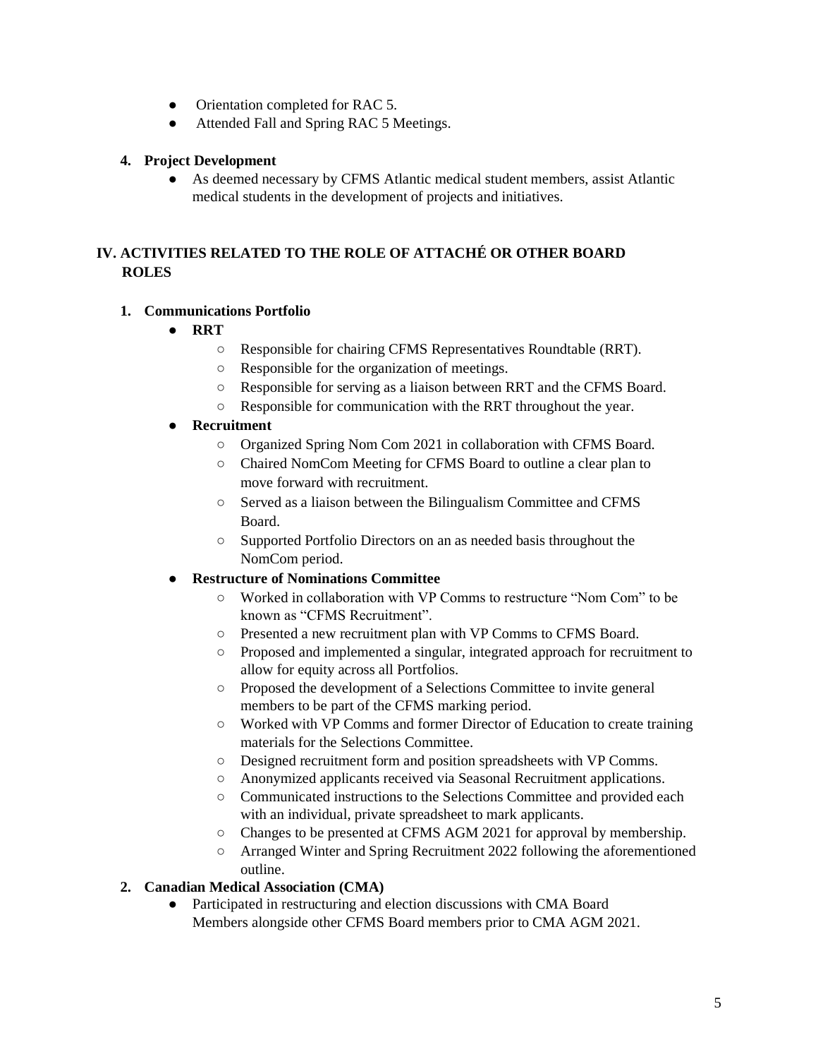- Orientation completed for RAC 5.
- Attended Fall and Spring RAC 5 Meetings.

4. **Project Development**
    - As deemed necessary by CFMS Atlantic medical student members, assist Atlantic medical students in the development of projects and initiatives.

## IV. ACTIVITIES RELATED TO THE ROLE OF ATTACHÉ OR OTHER BOARD ROLES

1. **Communications Portfolio**
    - **RRT**
        - Responsible for chairing CFMS Representatives Roundtable (RRT).
        - Responsible for the organization of meetings.
        - Responsible for serving as a liaison between RRT and the CFMS Board.
        - Responsible for communication with the RRT throughout the year.
    - **Recruitment**
        - Organized Spring Nom Com 2021 in collaboration with CFMS Board.
        - Chaired NomCom Meeting for CFMS Board to outline a clear plan to move forward with recruitment.
        - Served as a liaison between the Bilingualism Committee and CFMS Board.
        - Supported Portfolio Directors on an as needed basis throughout the NomCom period.
    - **Restructure of Nominations Committee**
        - Worked in collaboration with VP Comms to restructure "Nom Com" to be known as "CFMS Recruitment".
        - Presented a new recruitment plan with VP Comms to CFMS Board.
        - Proposed and implemented a singular, integrated approach for recruitment to allow for equity across all Portfolios.
        - Proposed the development of a Selections Committee to invite general members to be part of the CFMS marking period.
        - Worked with VP Comms and former Director of Education to create training materials for the Selections Committee.
        - Designed recruitment form and position spreadsheets with VP Comms.
        - Anonymized applicants received via Seasonal Recruitment applications.
        - Communicated instructions to the Selections Committee and provided each with an individual, private spreadsheet to mark applicants.
        - Changes to be presented at CFMS AGM 2021 for approval by membership.
        - Arranged Winter and Spring Recruitment 2022 following the aforementioned outline.
2. **Canadian Medical Association (CMA)**
    - Participated in restructuring and election discussions with CMA Board Members alongside other CFMS Board members prior to CMA AGM 2021.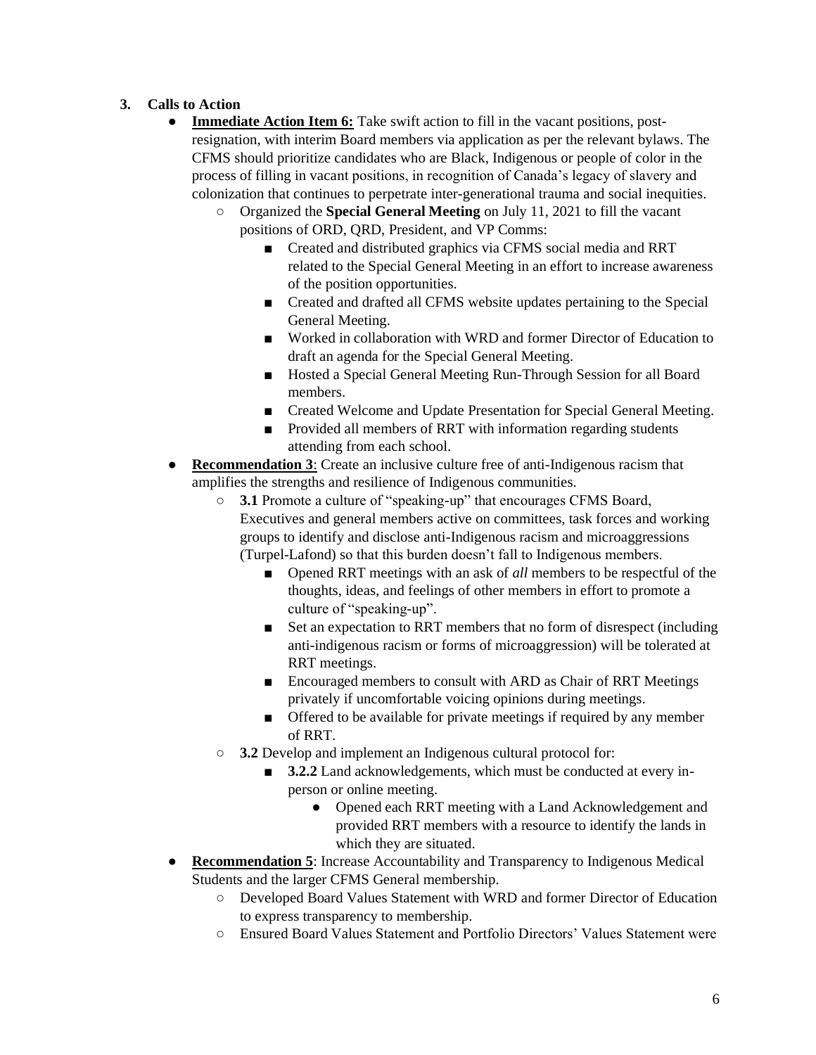3. **Calls to Action**
   - **Immediate Action Item 6:** Take swift action to fill in the vacant positions, post-resignation, with interim Board members via application as per the relevant bylaws. The CFMS should prioritize candidates who are Black, Indigenous or people of color in the process of filling in vacant positions, in recognition of Canada's legacy of slavery and colonization that continues to perpetrate inter-generational trauma and social inequities.
     - Organized the **Special General Meeting** on July 11, 2021 to fill the vacant positions of ORD, QRD, President, and VP Comms:
       - Created and distributed graphics via CFMS social media and RRT related to the Special General Meeting in an effort to increase awareness of the position opportunities.
       - Created and drafted all CFMS website updates pertaining to the Special General Meeting.
       - Worked in collaboration with WRD and former Director of Education to draft an agenda for the Special General Meeting.
       - Hosted a Special General Meeting Run-Through Session for all Board members.
       - Created Welcome and Update Presentation for Special General Meeting.
       - Provided all members of RRT with information regarding students attending from each school.
   - **Recommendation 3**: Create an inclusive culture free of anti-Indigenous racism that amplifies the strengths and resilience of Indigenous communities.
     - **3.1** Promote a culture of "speaking-up" that encourages CFMS Board, Executives and general members active on committees, task forces and working groups to identify and disclose anti-Indigenous racism and microaggressions (Turpel-Lafond) so that this burden doesn't fall to Indigenous members.
       - Opened RRT meetings with an ask of *all* members to be respectful of the thoughts, ideas, and feelings of other members in effort to promote a culture of "speaking-up".
       - Set an expectation to RRT members that no form of disrespect (including anti-indigenous racism or forms of microaggression) will be tolerated at RRT meetings.
       - Encouraged members to consult with ARD as Chair of RRT Meetings privately if uncomfortable voicing opinions during meetings.
       - Offered to be available for private meetings if required by any member of RRT.
     - **3.2** Develop and implement an Indigenous cultural protocol for:
       - **3.2.2** Land acknowledgements, which must be conducted at every in-person or online meeting.
         - Opened each RRT meeting with a Land Acknowledgement and provided RRT members with a resource to identify the lands in which they are situated.
   - **Recommendation 5**: Increase Accountability and Transparency to Indigenous Medical Students and the larger CFMS General membership.
     - Developed Board Values Statement with WRD and former Director of Education to express transparency to membership.
     - Ensured Board Values Statement and Portfolio Directors' Values Statement were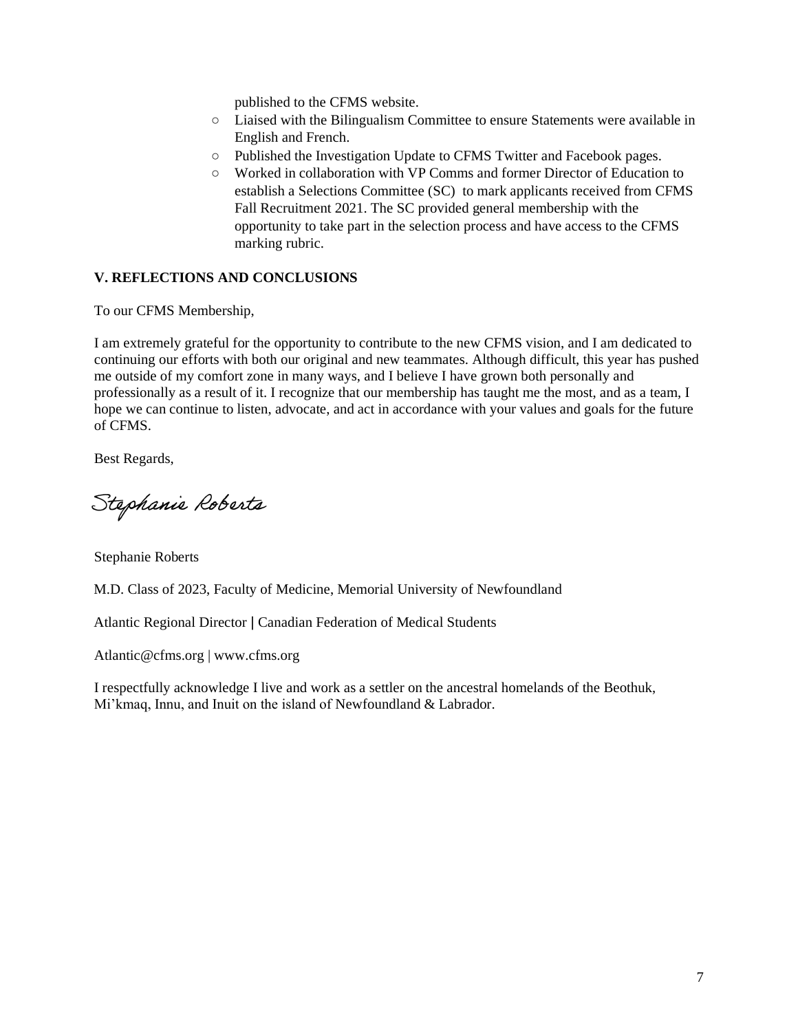published to the CFMS website.

- Liaised with the Bilingualism Committee to ensure Statements were available in English and French.
- Published the Investigation Update to CFMS Twitter and Facebook pages.
- Worked in collaboration with VP Comms and former Director of Education to establish a Selections Committee (SC) to mark applicants received from CFMS Fall Recruitment 2021. The SC provided general membership with the opportunity to take part in the selection process and have access to the CFMS marking rubric.

**V. REFLECTIONS AND CONCLUSIONS**

To our CFMS Membership,

I am extremely grateful for the opportunity to contribute to the new CFMS vision, and I am dedicated to continuing our efforts with both our original and new teammates. Although difficult, this year has pushed me outside of my comfort zone in many ways, and I believe I have grown both personally and professionally as a result of it. I recognize that our membership has taught me the most, and as a team, I hope we can continue to listen, advocate, and act in accordance with your values and goals for the future of CFMS.

Best Regards,

Stephanie Roberts

Stephanie Roberts

M.D. Class of 2023, Faculty of Medicine, Memorial University of Newfoundland

Atlantic Regional Director | Canadian Federation of Medical Students

Atlantic@cfms.org | www.cfms.org

I respectfully acknowledge I live and work as a settler on the ancestral homelands of the Beothuk, Mi'kmaq, Innu, and Inuit on the island of Newfoundland & Labrador.